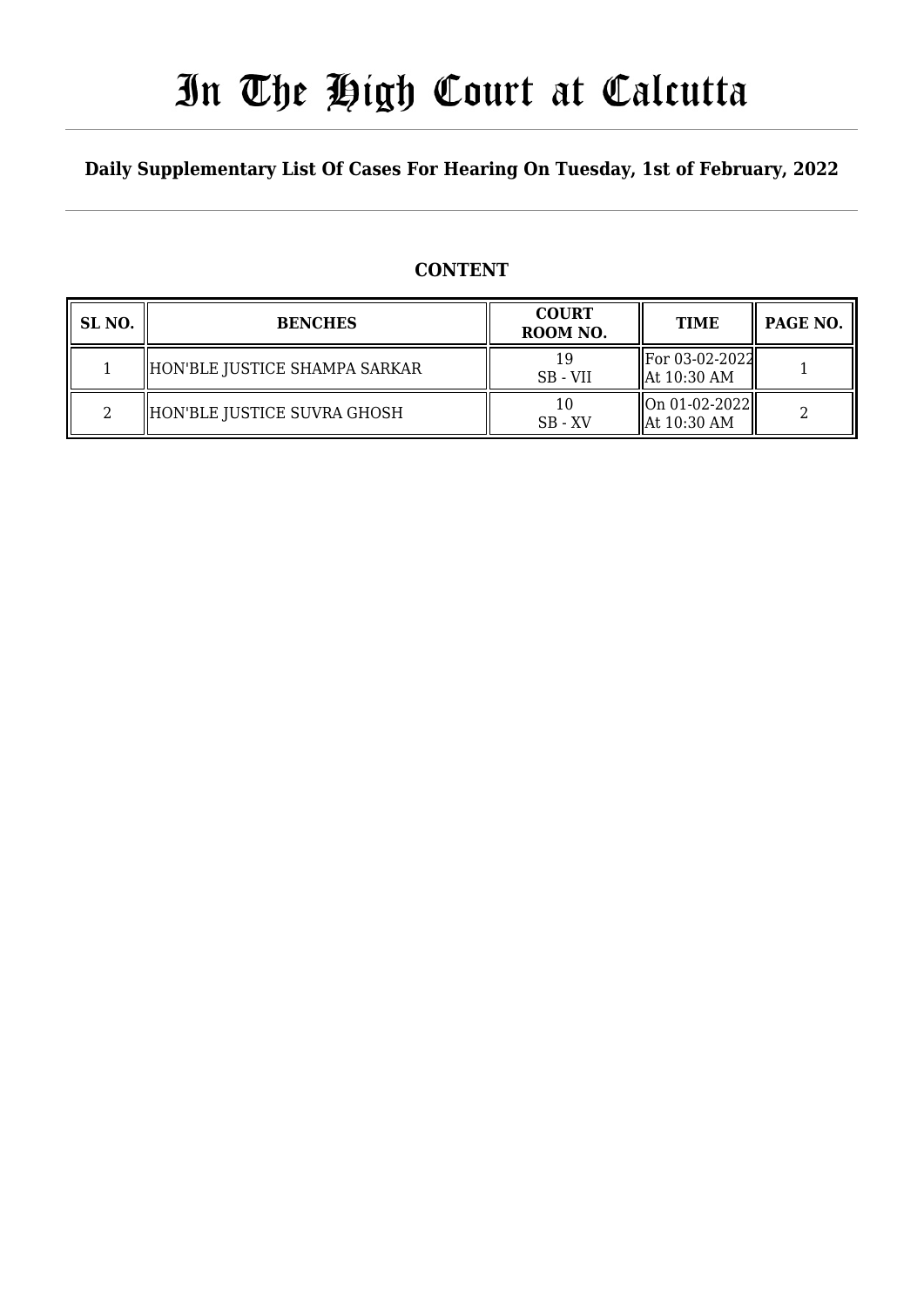# In The High Court at Calcutta

**Daily Supplementary List Of Cases For Hearing On Tuesday, 1st of February, 2022**

## CONTENT

| SL NO. | BENCHES | COURT ROOM NO. | TIME | PAGE NO. |
|---|---|---|---|---|
| 1 | HON'BLE JUSTICE SHAMPA SARKAR | 19<br>SB - VII | For 03-02-2022<br>At 10:30 AM | 1 |
| 2 | HON'BLE JUSTICE SUVRA GHOSH | 10<br>SB - XV | On 01-02-2022<br>At 10:30 AM | 2 |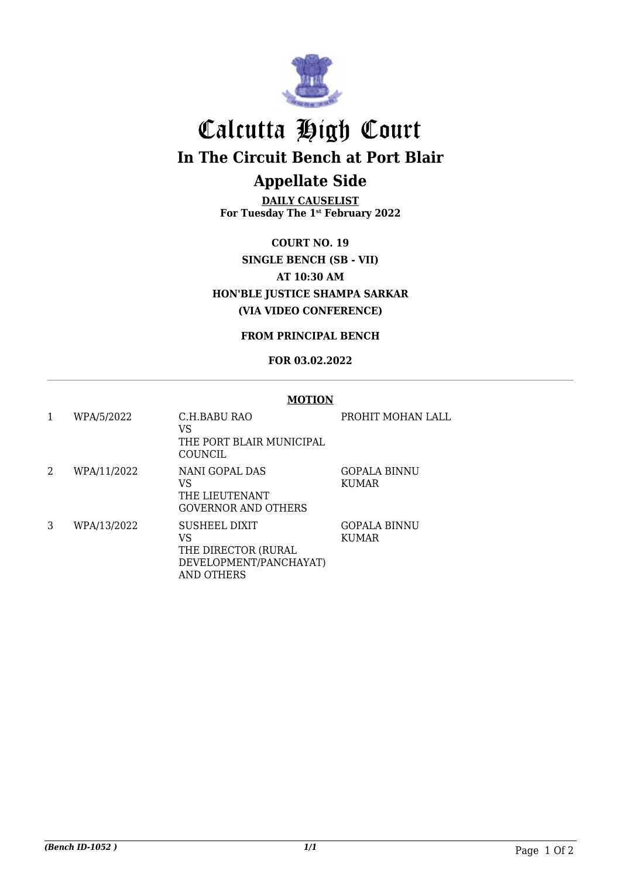# Calcutta High Court

## In The Circuit Bench at Port Blair

## Appellate Side

**DAILY CAUSELIST**
**For Tuesday The 1st February 2022**

**COURT NO. 19**
**SINGLE BENCH (SB - VII)**
**AT 10:30 AM**
**HON'BLE JUSTICE SHAMPA SARKAR**
**(VIA VIDEO CONFERENCE)**

**FROM PRINCIPAL BENCH**

**FOR 03.02.2022**

**MOTION**

| | | | |
|---|---|---|---|
| 1 | WPA/5/2022 | C.H.BABU RAO VS THE PORT BLAIR MUNICIPAL COUNCIL | PROHIT MOHAN LALL |
| 2 | WPA/11/2022 | NANI GOPAL DAS VS THE LIEUTENANT GOVERNOR AND OTHERS | GOPALA BINNU KUMAR |
| 3 | WPA/13/2022 | SUSHEEL DIXIT VS THE DIRECTOR (RURAL DEVELOPMENT/PANCHAYAT) AND OTHERS | GOPALA BINNU KUMAR |

*(Bench ID-1052 )*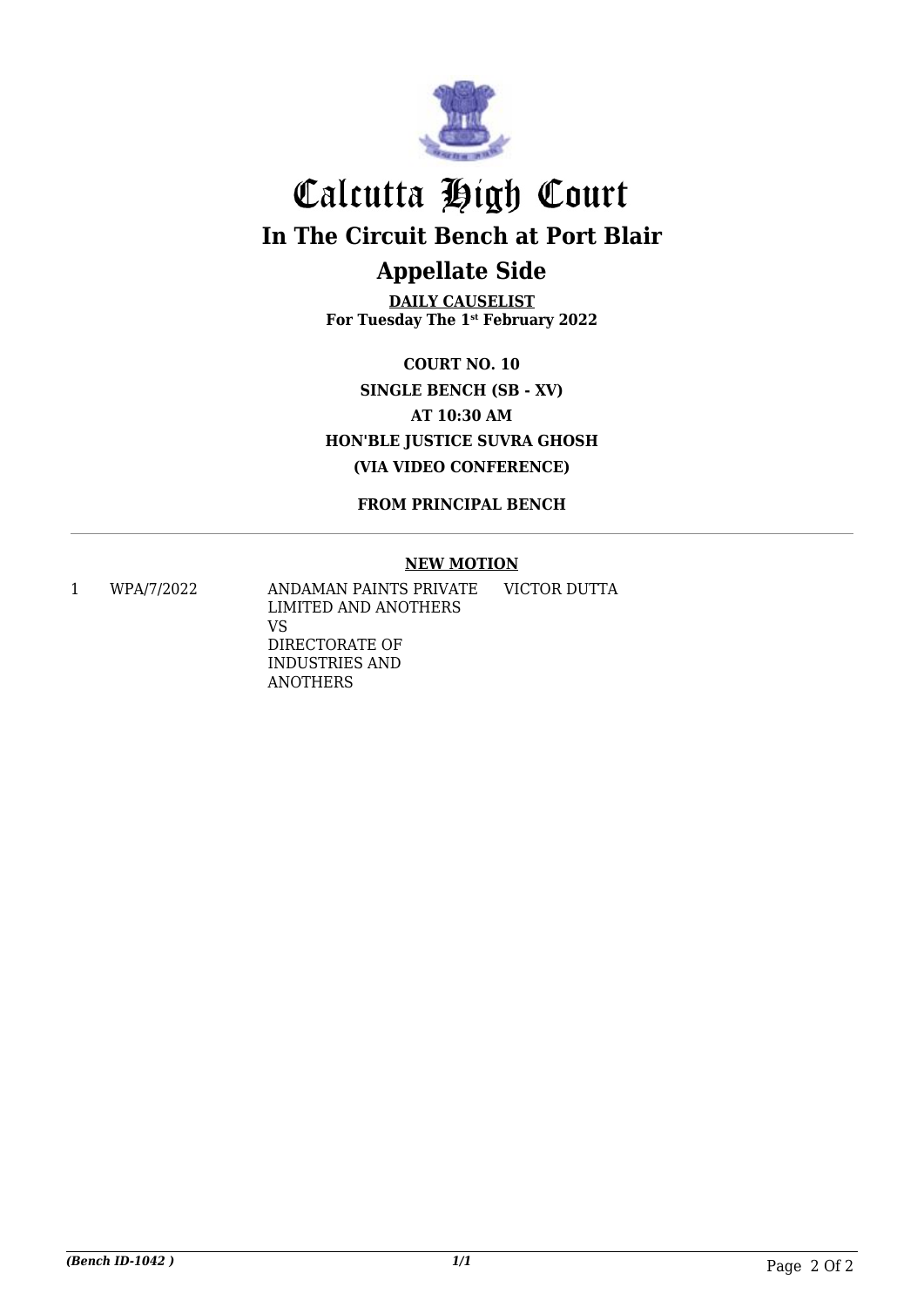# Calcutta High Court

## In The Circuit Bench at Port Blair

## Appellate Side

**DAILY CAUSELIST**
**For Tuesday The 1st February 2022**

**COURT NO. 10**
**SINGLE BENCH (SB - XV)**
**AT 10:30 AM**
**HON'BLE JUSTICE SUVRA GHOSH**
**(VIA VIDEO CONFERENCE)**

**FROM PRINCIPAL BENCH**

**NEW MOTION**

| | | | |
|---|---|---|---|
| 1 | WPA/7/2022 | ANDAMAN PAINTS PRIVATE LIMITED AND ANOTHERS VS DIRECTORATE OF INDUSTRIES AND ANOTHERS | VICTOR DUTTA |

*(Bench ID-1042 )* 1/1